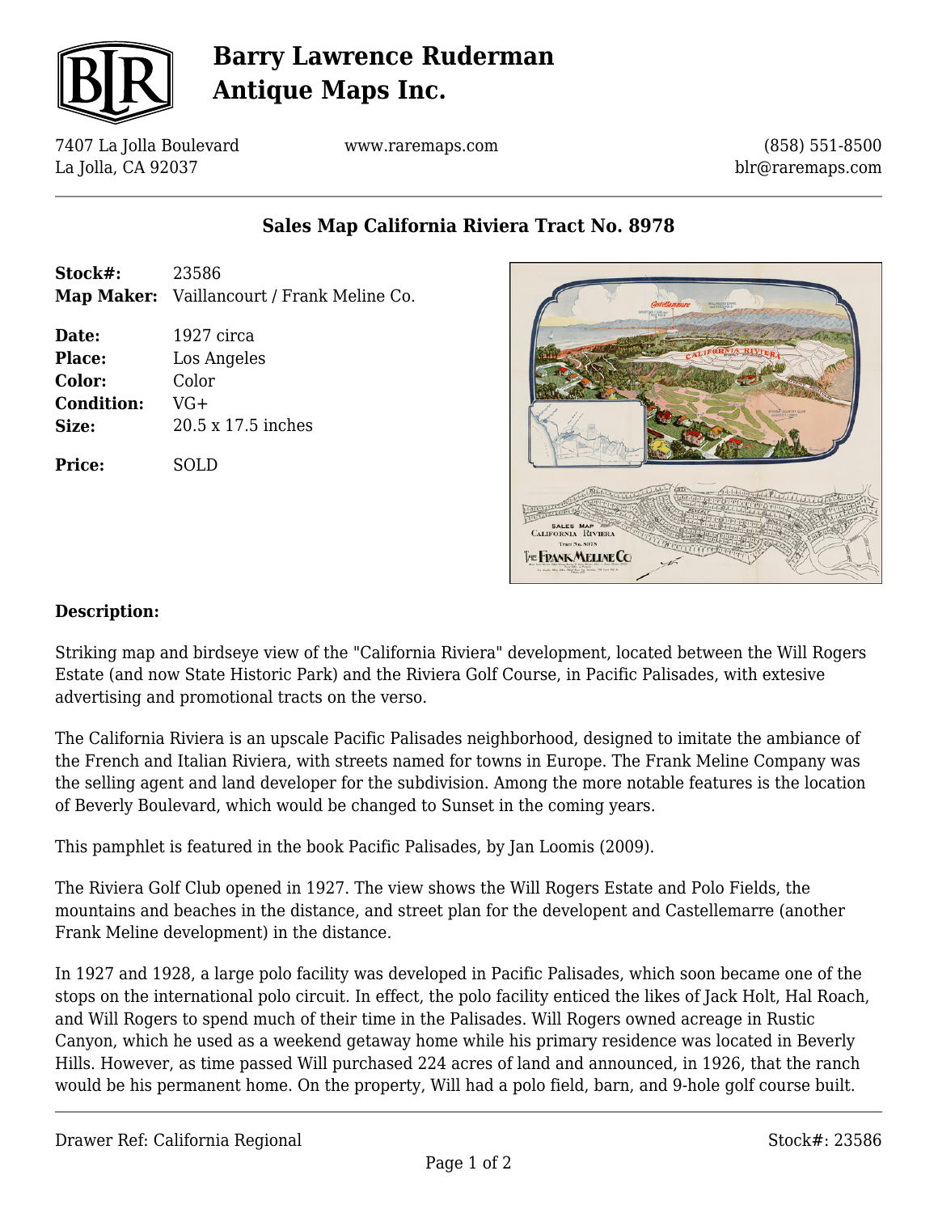# Barry Lawrence Ruderman Antique Maps Inc.

7407 La Jolla Boulevard
La Jolla, CA 92037

www.raremaps.com

(858) 551-8500
blr@raremaps.com

## Sales Map California Riviera Tract No. 8978

**Stock#:** 23586
**Map Maker:** Vaillancourt / Frank Meline Co.

**Date:** 1927 circa
**Place:** Los Angeles
**Color:** Color
**Condition:** VG+
**Size:** 20.5 x 17.5 inches

**Price:** SOLD

### Description:

Striking map and birdseye view of the "California Riviera" development, located between the Will Rogers Estate (and now State Historic Park) and the Riviera Golf Course, in Pacific Palisades, with extesive advertising and promotional tracts on the verso.

The California Riviera is an upscale Pacific Palisades neighborhood, designed to imitate the ambiance of the French and Italian Riviera, with streets named for towns in Europe. The Frank Meline Company was the selling agent and land developer for the subdivision. Among the more notable features is the location of Beverly Boulevard, which would be changed to Sunset in the coming years.

This pamphlet is featured in the book Pacific Palisades, by Jan Loomis (2009).

The Riviera Golf Club opened in 1927. The view shows the Will Rogers Estate and Polo Fields, the mountains and beaches in the distance, and street plan for the developent and Castellemarre (another Frank Meline development) in the distance.

In 1927 and 1928, a large polo facility was developed in Pacific Palisades, which soon became one of the stops on the international polo circuit. In effect, the polo facility enticed the likes of Jack Holt, Hal Roach, and Will Rogers to spend much of their time in the Palisades. Will Rogers owned acreage in Rustic Canyon, which he used as a weekend getaway home while his primary residence was located in Beverly Hills. However, as time passed Will purchased 224 acres of land and announced, in 1926, that the ranch would be his permanent home. On the property, Will had a polo field, barn, and 9-hole golf course built.

Drawer Ref: California Regional

Stock#: 23586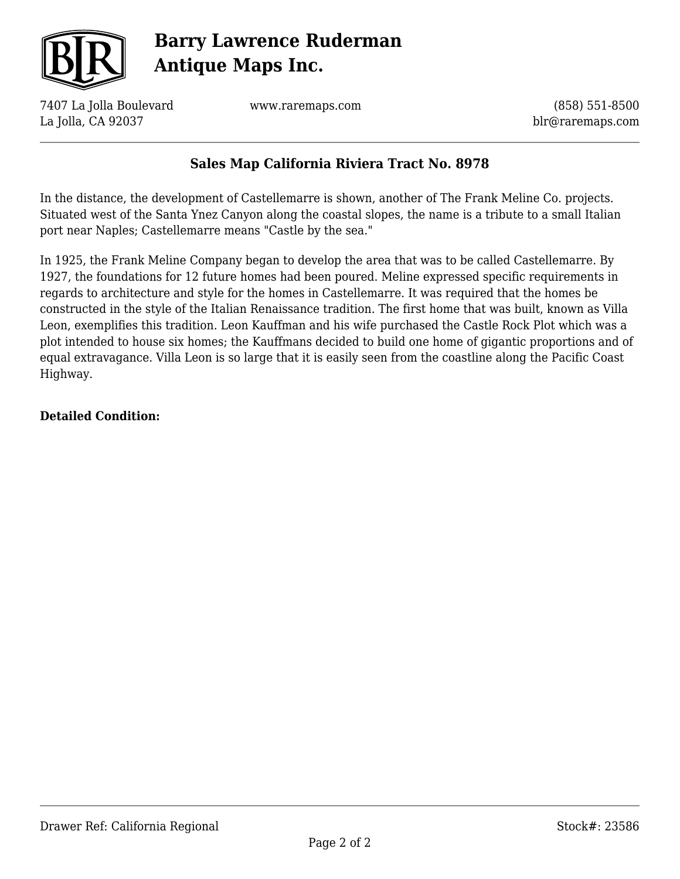## Sales Map California Riviera Tract No. 8978

In the distance, the development of Castellemarre is shown, another of The Frank Meline Co. projects. Situated west of the Santa Ynez Canyon along the coastal slopes, the name is a tribute to a small Italian port near Naples; Castellemarre means "Castle by the sea."

In 1925, the Frank Meline Company began to develop the area that was to be called Castellemarre. By 1927, the foundations for 12 future homes had been poured. Meline expressed specific requirements in regards to architecture and style for the homes in Castellemarre. It was required that the homes be constructed in the style of the Italian Renaissance tradition. The first home that was built, known as Villa Leon, exemplifies this tradition. Leon Kauffman and his wife purchased the Castle Rock Plot which was a plot intended to house six homes; the Kauffmans decided to build one home of gigantic proportions and of equal extravagance. Villa Leon is so large that it is easily seen from the coastline along the Pacific Coast Highway.

**Detailed Condition:**

Drawer Ref: California Regional

Stock#: 23586